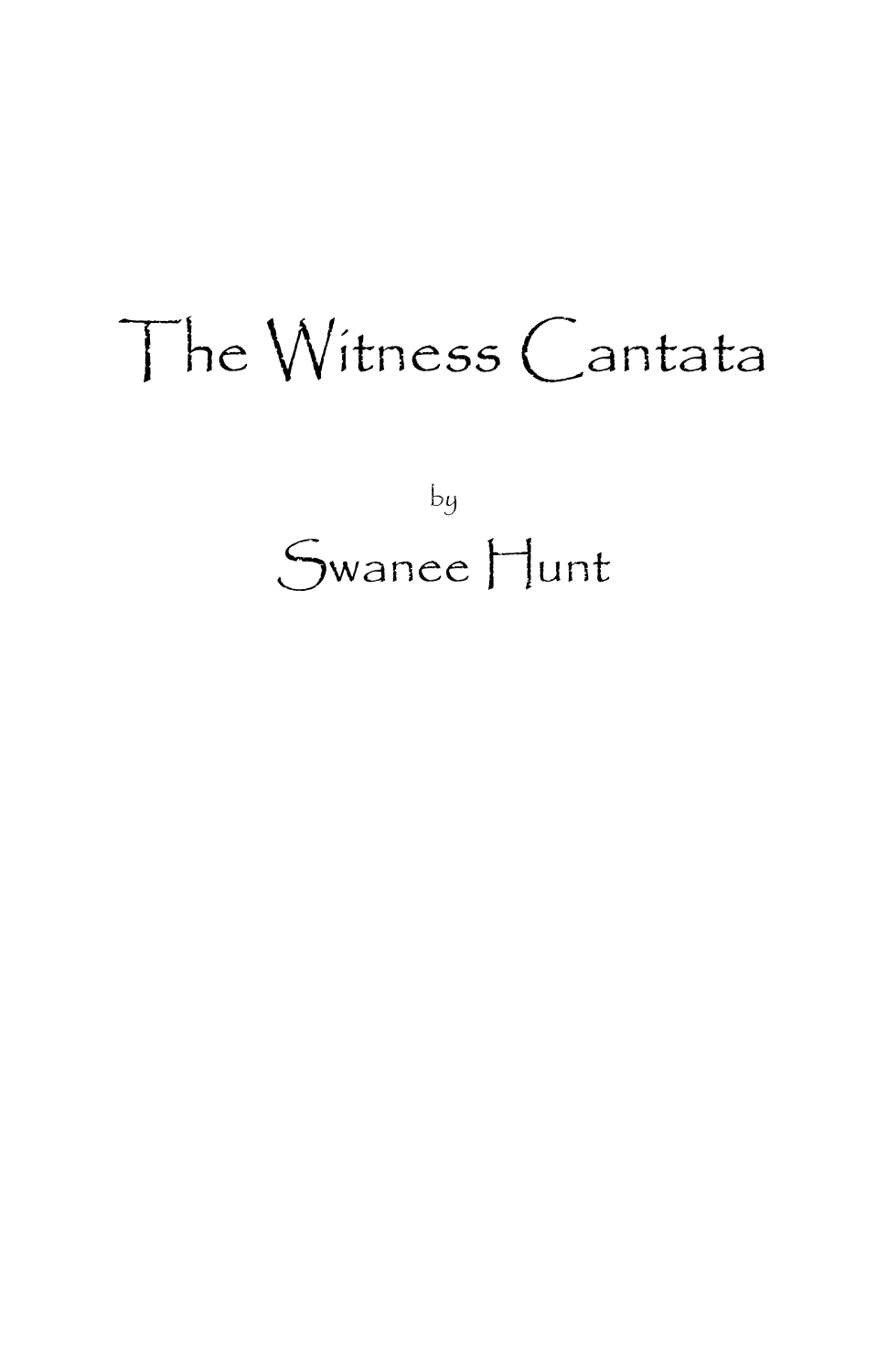# The Witness Cantata

by

## Swanee Hunt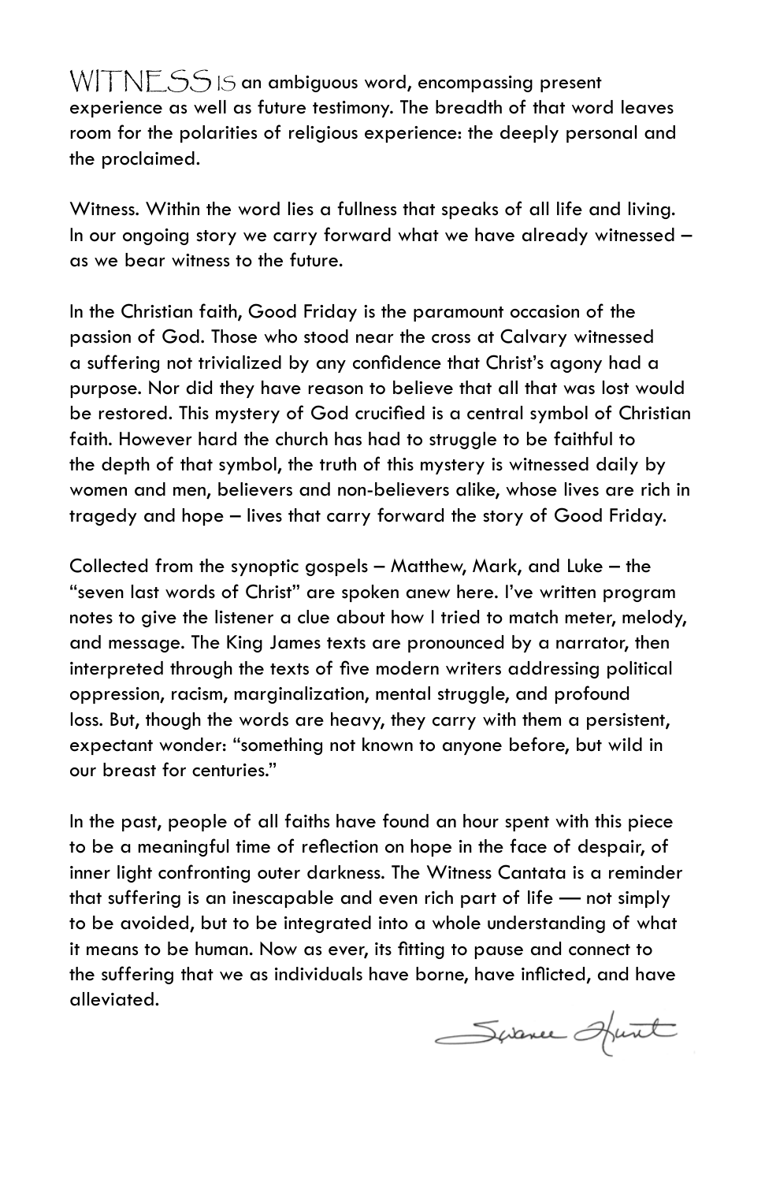WITNESS IS an ambiguous word, encompassing present experience as well as future testimony. The breadth of that word leaves room for the polarities of religious experience: the deeply personal and the proclaimed.

Witness. Within the word lies a fullness that speaks of all life and living. In our ongoing story we carry forward what we have already witnessed – as we bear witness to the future.

In the Christian faith, Good Friday is the paramount occasion of the passion of God. Those who stood near the cross at Calvary witnessed a suffering not trivialized by any confidence that Christ's agony had a purpose. Nor did they have reason to believe that all that was lost would be restored. This mystery of God crucified is a central symbol of Christian faith. However hard the church has had to struggle to be faithful to the depth of that symbol, the truth of this mystery is witnessed daily by women and men, believers and non-believers alike, whose lives are rich in tragedy and hope – lives that carry forward the story of Good Friday.

Collected from the synoptic gospels – Matthew, Mark, and Luke – the "seven last words of Christ" are spoken anew here. I've written program notes to give the listener a clue about how I tried to match meter, melody, and message. The King James texts are pronounced by a narrator, then interpreted through the texts of five modern writers addressing political oppression, racism, marginalization, mental struggle, and profound loss. But, though the words are heavy, they carry with them a persistent, expectant wonder: "something not known to anyone before, but wild in our breast for centuries."

In the past, people of all faiths have found an hour spent with this piece to be a meaningful time of reflection on hope in the face of despair, of inner light confronting outer darkness. The Witness Cantata is a reminder that suffering is an inescapable and even rich part of life — not simply to be avoided, but to be integrated into a whole understanding of what it means to be human. Now as ever, its fitting to pause and connect to the suffering that we as individuals have borne, have inflicted, and have alleviated.

Swanee Hunt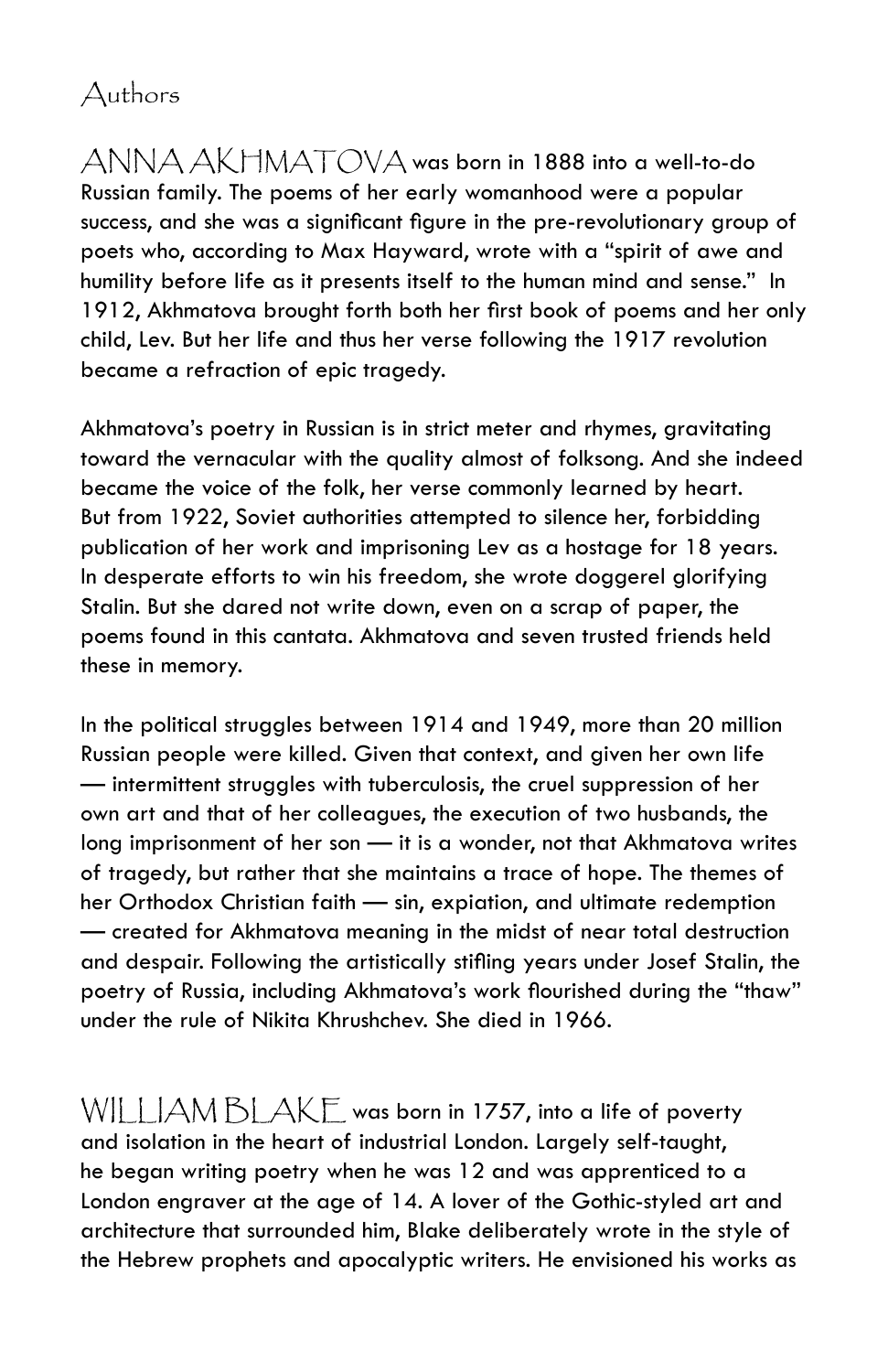# Authors

ANNA AKHMATOVA was born in 1888 into a well-to-do Russian family. The poems of her early womanhood were a popular success, and she was a significant figure in the pre-revolutionary group of poets who, according to Max Hayward, wrote with a "spirit of awe and humility before life as it presents itself to the human mind and sense." In 1912, Akhmatova brought forth both her first book of poems and her only child, Lev. But her life and thus her verse following the 1917 revolution became a refraction of epic tragedy.

Akhmatova's poetry in Russian is in strict meter and rhymes, gravitating toward the vernacular with the quality almost of folksong. And she indeed became the voice of the folk, her verse commonly learned by heart. But from 1922, Soviet authorities attempted to silence her, forbidding publication of her work and imprisoning Lev as a hostage for 18 years. In desperate efforts to win his freedom, she wrote doggerel glorifying Stalin. But she dared not write down, even on a scrap of paper, the poems found in this cantata. Akhmatova and seven trusted friends held these in memory.

In the political struggles between 1914 and 1949, more than 20 million Russian people were killed. Given that context, and given her own life — intermittent struggles with tuberculosis, the cruel suppression of her own art and that of her colleagues, the execution of two husbands, the long imprisonment of her son — it is a wonder, not that Akhmatova writes of tragedy, but rather that she maintains a trace of hope. The themes of her Orthodox Christian faith — sin, expiation, and ultimate redemption — created for Akhmatova meaning in the midst of near total destruction and despair. Following the artistically stifling years under Josef Stalin, the poetry of Russia, including Akhmatova's work flourished during the "thaw" under the rule of Nikita Khrushchev. She died in 1966.

WILLIAM BLAKE was born in 1757, into a life of poverty and isolation in the heart of industrial London. Largely self-taught, he began writing poetry when he was 12 and was apprenticed to a London engraver at the age of 14. A lover of the Gothic-styled art and architecture that surrounded him, Blake deliberately wrote in the style of the Hebrew prophets and apocalyptic writers. He envisioned his works as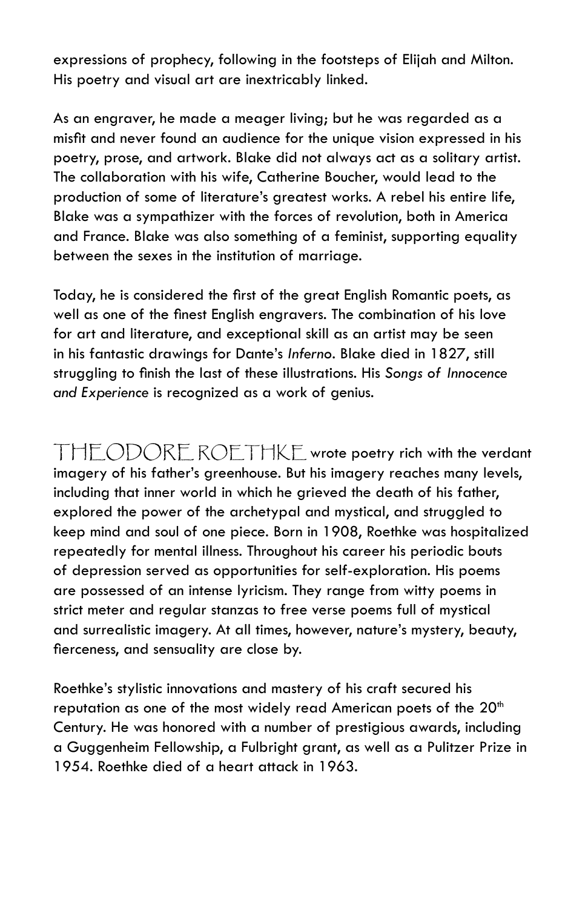expressions of prophecy, following in the footsteps of Elijah and Milton. His poetry and visual art are inextricably linked.

As an engraver, he made a meager living; but he was regarded as a misfit and never found an audience for the unique vision expressed in his poetry, prose, and artwork. Blake did not always act as a solitary artist. The collaboration with his wife, Catherine Boucher, would lead to the production of some of literature's greatest works. A rebel his entire life, Blake was a sympathizer with the forces of revolution, both in America and France. Blake was also something of a feminist, supporting equality between the sexes in the institution of marriage.

Today, he is considered the first of the great English Romantic poets, as well as one of the finest English engravers. The combination of his love for art and literature, and exceptional skill as an artist may be seen in his fantastic drawings for Dante's *Inferno*. Blake died in 1827, still struggling to finish the last of these illustrations. His *Songs of Innocence and Experience* is recognized as a work of genius.

THEODORE ROETHKE wrote poetry rich with the verdant imagery of his father's greenhouse. But his imagery reaches many levels, including that inner world in which he grieved the death of his father, explored the power of the archetypal and mystical, and struggled to keep mind and soul of one piece. Born in 1908, Roethke was hospitalized repeatedly for mental illness. Throughout his career his periodic bouts of depression served as opportunities for self-exploration. His poems are possessed of an intense lyricism. They range from witty poems in strict meter and regular stanzas to free verse poems full of mystical and surrealistic imagery. At all times, however, nature's mystery, beauty, fierceness, and sensuality are close by.

Roethke's stylistic innovations and mastery of his craft secured his reputation as one of the most widely read American poets of the 20th Century. He was honored with a number of prestigious awards, including a Guggenheim Fellowship, a Fulbright grant, as well as a Pulitzer Prize in 1954. Roethke died of a heart attack in 1963.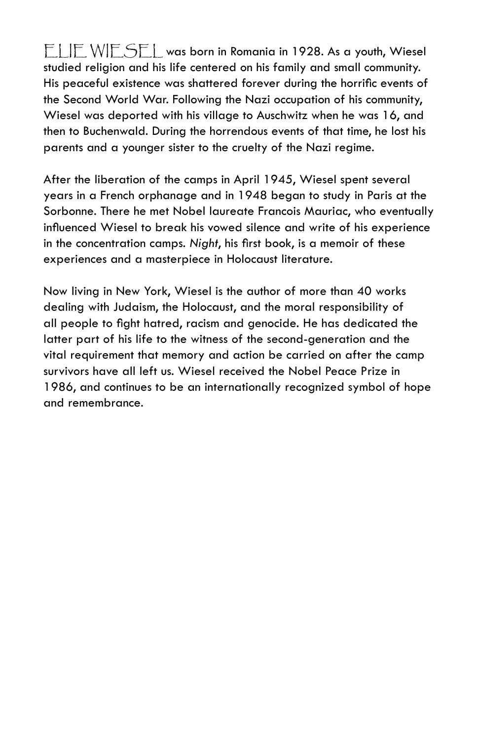ELIE WIESEL was born in Romania in 1928. As a youth, Wiesel studied religion and his life centered on his family and small community. His peaceful existence was shattered forever during the horrific events of the Second World War. Following the Nazi occupation of his community, Wiesel was deported with his village to Auschwitz when he was 16, and then to Buchenwald. During the horrendous events of that time, he lost his parents and a younger sister to the cruelty of the Nazi regime.

After the liberation of the camps in April 1945, Wiesel spent several years in a French orphanage and in 1948 began to study in Paris at the Sorbonne. There he met Nobel laureate Francois Mauriac, who eventually influenced Wiesel to break his vowed silence and write of his experience in the concentration camps. *Night*, his first book, is a memoir of these experiences and a masterpiece in Holocaust literature.

Now living in New York, Wiesel is the author of more than 40 works dealing with Judaism, the Holocaust, and the moral responsibility of all people to fight hatred, racism and genocide. He has dedicated the latter part of his life to the witness of the second-generation and the vital requirement that memory and action be carried on after the camp survivors have all left us. Wiesel received the Nobel Peace Prize in 1986, and continues to be an internationally recognized symbol of hope and remembrance.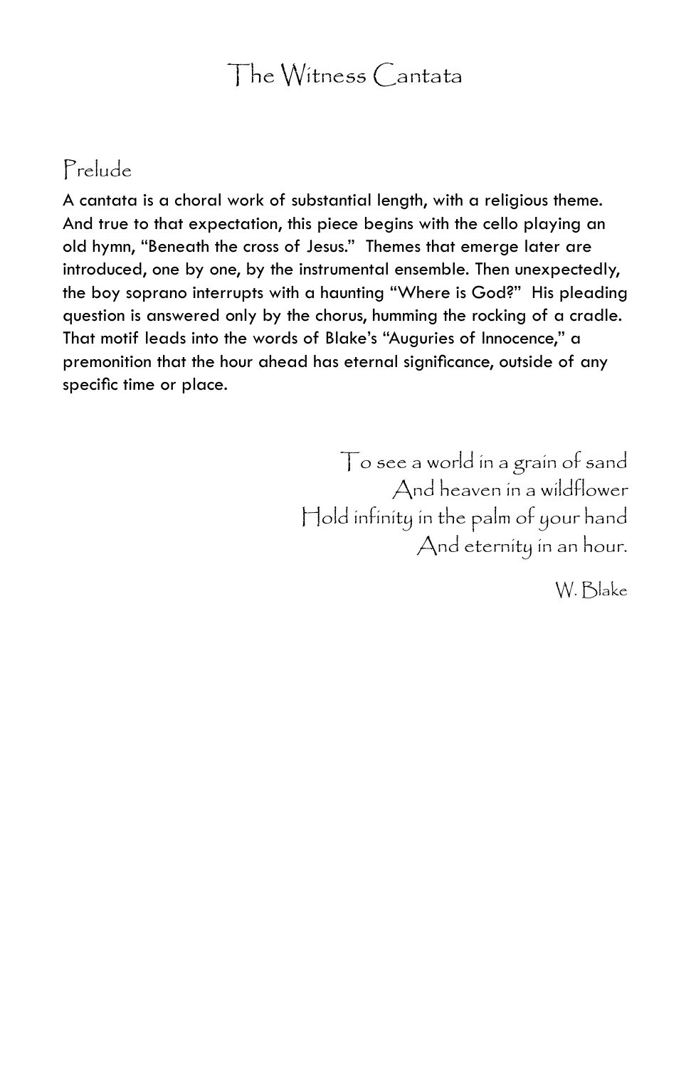# The Witness Cantata

## Prelude

A cantata is a choral work of substantial length, with a religious theme. And true to that expectation, this piece begins with the cello playing an old hymn, "Beneath the cross of Jesus." Themes that emerge later are introduced, one by one, by the instrumental ensemble. Then unexpectedly, the boy soprano interrupts with a haunting "Where is God?" His pleading question is answered only by the chorus, humming the rocking of a cradle. That motif leads into the words of Blake's "Auguries of Innocence," a premonition that the hour ahead has eternal significance, outside of any specific time or place.

To see a world in a grain of sand  
And heaven in a wildflower  
Hold infinity in the palm of your hand  
And eternity in an hour.

W. Blake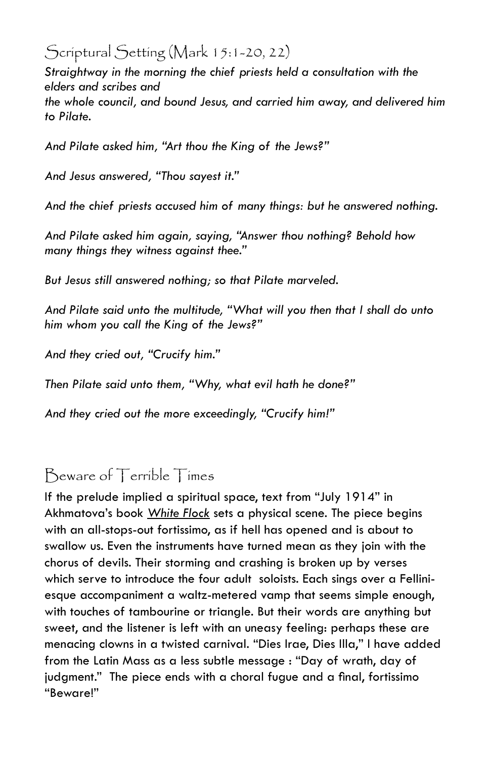## Scriptural Setting (Mark 15:1-20, 22)

*Straightway in the morning the chief priests held a consultation with the elders and scribes and the whole council, and bound Jesus, and carried him away, and delivered him to Pilate.*

*And Pilate asked him, "Art thou the King of the Jews?"*

*And Jesus answered, "Thou sayest it."*

*And the chief priests accused him of many things: but he answered nothing.*

*And Pilate asked him again, saying, "Answer thou nothing? Behold how many things they witness against thee."*

*But Jesus still answered nothing; so that Pilate marveled.*

*And Pilate said unto the multitude, "What will you then that I shall do unto him whom you call the King of the Jews?"*

*And they cried out, "Crucify him."*

*Then Pilate said unto them, "Why, what evil hath he done?"*

*And they cried out the more exceedingly, "Crucify him!"*

## Beware of Terrible Times

If the prelude implied a spiritual space, text from "July 1914" in Akhmatova's book <u>*White Flock*</u> sets a physical scene. The piece begins with an all-stops-out fortissimo, as if hell has opened and is about to swallow us. Even the instruments have turned mean as they join with the chorus of devils. Their storming and crashing is broken up by verses which serve to introduce the four adult soloists. Each sings over a Fellini-esque accompaniment a waltz-metered vamp that seems simple enough, with touches of tambourine or triangle. But their words are anything but sweet, and the listener is left with an uneasy feeling: perhaps these are menacing clowns in a twisted carnival. "Dies Irae, Dies Illa," I have added from the Latin Mass as a less subtle message : "Day of wrath, day of judgment." The piece ends with a choral fugue and a final, fortissimo "Beware!"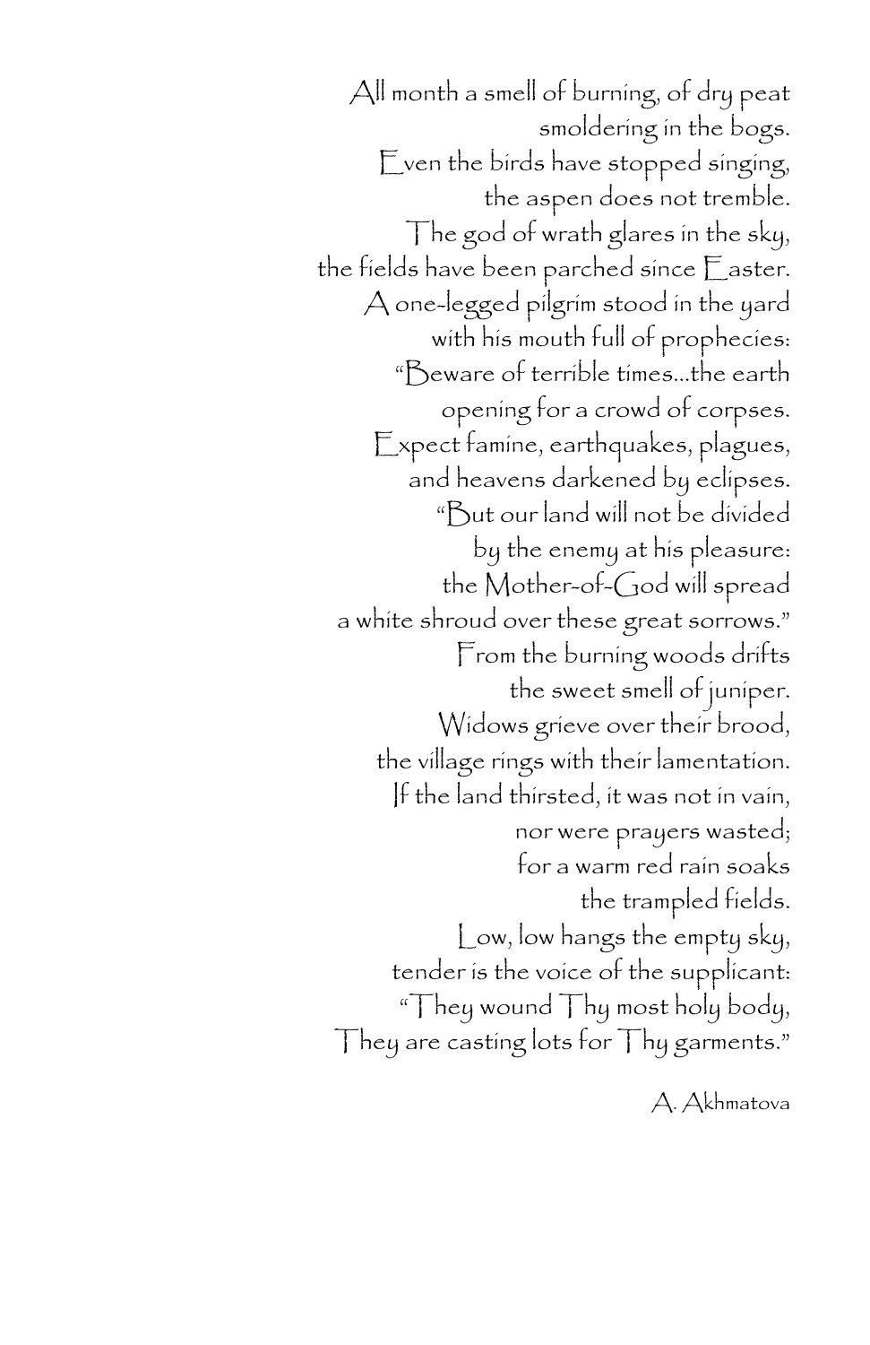All month a smell of burning, of dry peat
smoldering in the bogs.
Even the birds have stopped singing,
the aspen does not tremble.
The god of wrath glares in the sky,
the fields have been parched since Easter.
A one-legged pilgrim stood in the yard
with his mouth full of prophecies:
"Beware of terrible times...the earth
opening for a crowd of corpses.
Expect famine, earthquakes, plagues,
and heavens darkened by eclipses.
"But our land will not be divided
by the enemy at his pleasure:
the Mother-of-God will spread
a white shroud over these great sorrows."
From the burning woods drifts
the sweet smell of juniper.
Widows grieve over their brood,
the village rings with their lamentation.
If the land thirsted, it was not in vain,
nor were prayers wasted;
for a warm red rain soaks
the trampled fields.
Low, low hangs the empty sky,
tender is the voice of the supplicant:
"They wound Thy most holy body,
They are casting lots for Thy garments."

A. Akhmatova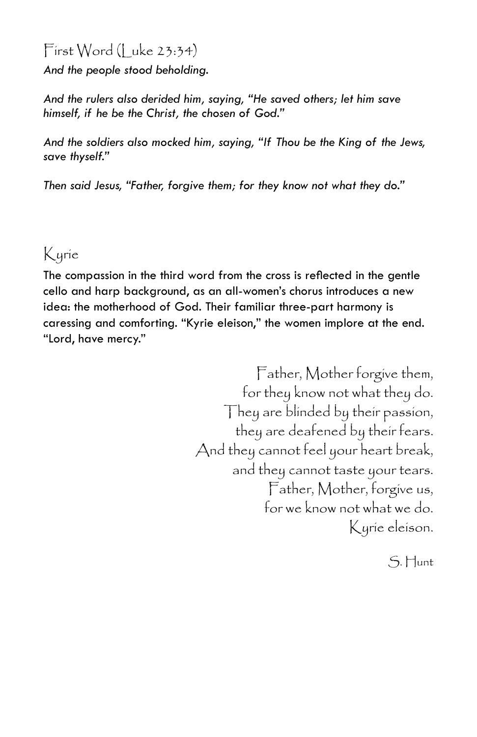## First Word (Luke 23:34)

*And the people stood beholding.*

*And the rulers also derided him, saying, "He saved others; let him save himself, if he be the Christ, the chosen of God."*

*And the soldiers also mocked him, saying, "If Thou be the King of the Jews, save thyself."*

*Then said Jesus, "Father, forgive them; for they know not what they do."*

## Kyrie

The compassion in the third word from the cross is reflected in the gentle cello and harp background, as an all-women's chorus introduces a new idea: the motherhood of God. Their familiar three-part harmony is caressing and comforting. "Kyrie eleison," the women implore at the end. "Lord, have mercy."

Father, Mother forgive them,
for they know not what they do.
They are blinded by their passion,
they are deafened by their fears.
And they cannot feel your heart break,
and they cannot taste your tears.
Father, Mother, forgive us,
for we know not what we do.
Kyrie eleison.

S. Hunt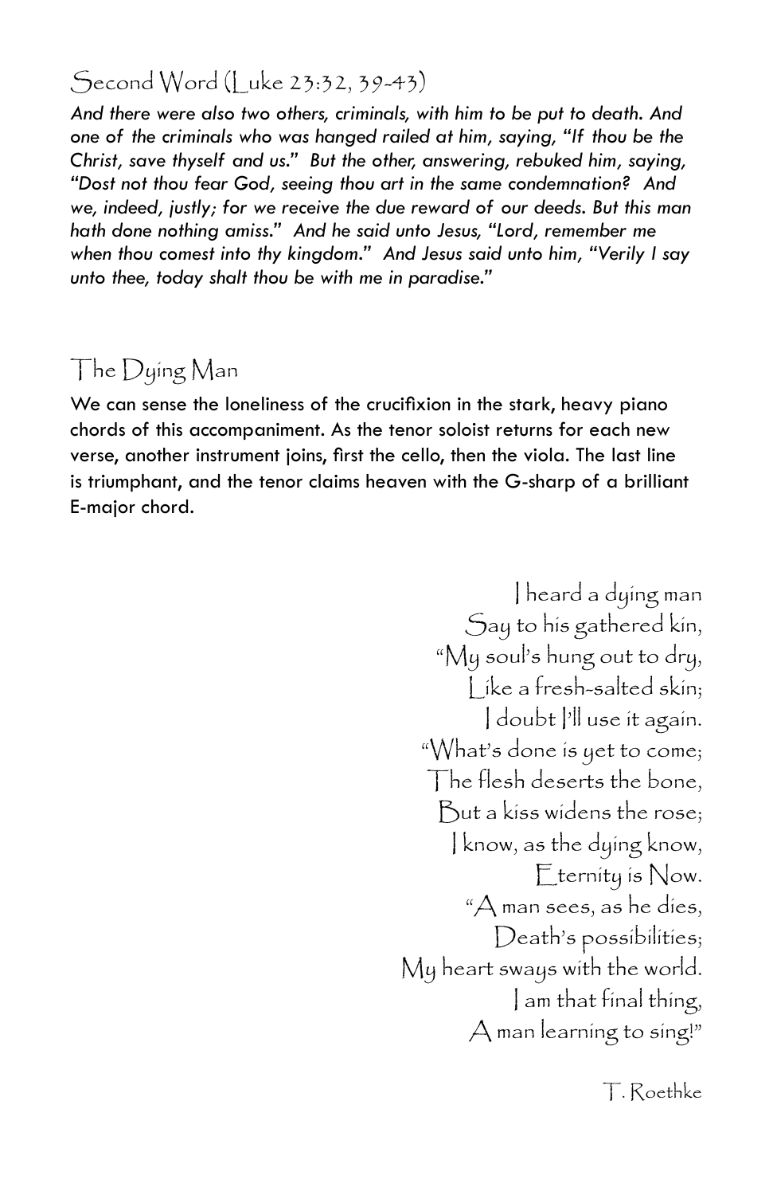## Second Word (Luke 23:32, 39-43)

*And there were also two others, criminals, with him to be put to death. And one of the criminals who was hanged railed at him, saying, "If thou be the Christ, save thyself and us." But the other, answering, rebuked him, saying, "Dost not thou fear God, seeing thou art in the same condemnation? And we, indeed, justly; for we receive the due reward of our deeds. But this man hath done nothing amiss." And he said unto Jesus, "Lord, remember me when thou comest into thy kingdom." And Jesus said unto him, "Verily I say unto thee, today shalt thou be with me in paradise."*

## The Dying Man

We can sense the loneliness of the crucifixion in the stark, heavy piano chords of this accompaniment. As the tenor soloist returns for each new verse, another instrument joins, first the cello, then the viola. The last line is triumphant, and the tenor claims heaven with the G-sharp of a brilliant E-major chord.

I heard a dying man  
Say to his gathered kin,  
"My soul's hung out to dry,  
Like a fresh-salted skin;  
I doubt I'll use it again.  
"What's done is yet to come;  
The flesh deserts the bone,  
But a kiss widens the rose;  
I know, as the dying know,  
Eternity is Now.  
"A man sees, as he dies,  
Death's possibilities;  
My heart sways with the world.  
I am that final thing,  
A man learning to sing!"

T. Roethke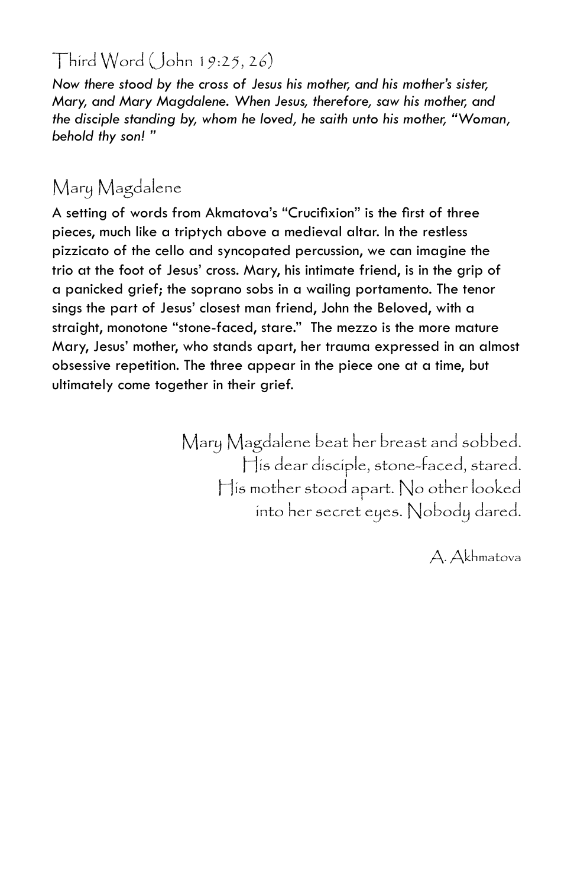## Third Word (John 19:25, 26)

*Now there stood by the cross of Jesus his mother, and his mother's sister, Mary, and Mary Magdalene. When Jesus, therefore, saw his mother, and the disciple standing by, whom he loved, he saith unto his mother, "Woman, behold thy son! "*

## Mary Magdalene

A setting of words from Akmatova's "Crucifixion" is the first of three pieces, much like a triptych above a medieval altar. In the restless pizzicato of the cello and syncopated percussion, we can imagine the trio at the foot of Jesus' cross. Mary, his intimate friend, is in the grip of a panicked grief; the soprano sobs in a wailing portamento. The tenor sings the part of Jesus' closest man friend, John the Beloved, with a straight, monotone "stone-faced, stare." The mezzo is the more mature Mary, Jesus' mother, who stands apart, her trauma expressed in an almost obsessive repetition. The three appear in the piece one at a time, but ultimately come together in their grief.

Mary Magdalene beat her breast and sobbed.
His dear disciple, stone-faced, stared.
His mother stood apart. No other looked
into her secret eyes. Nobody dared.

A. Akhmatova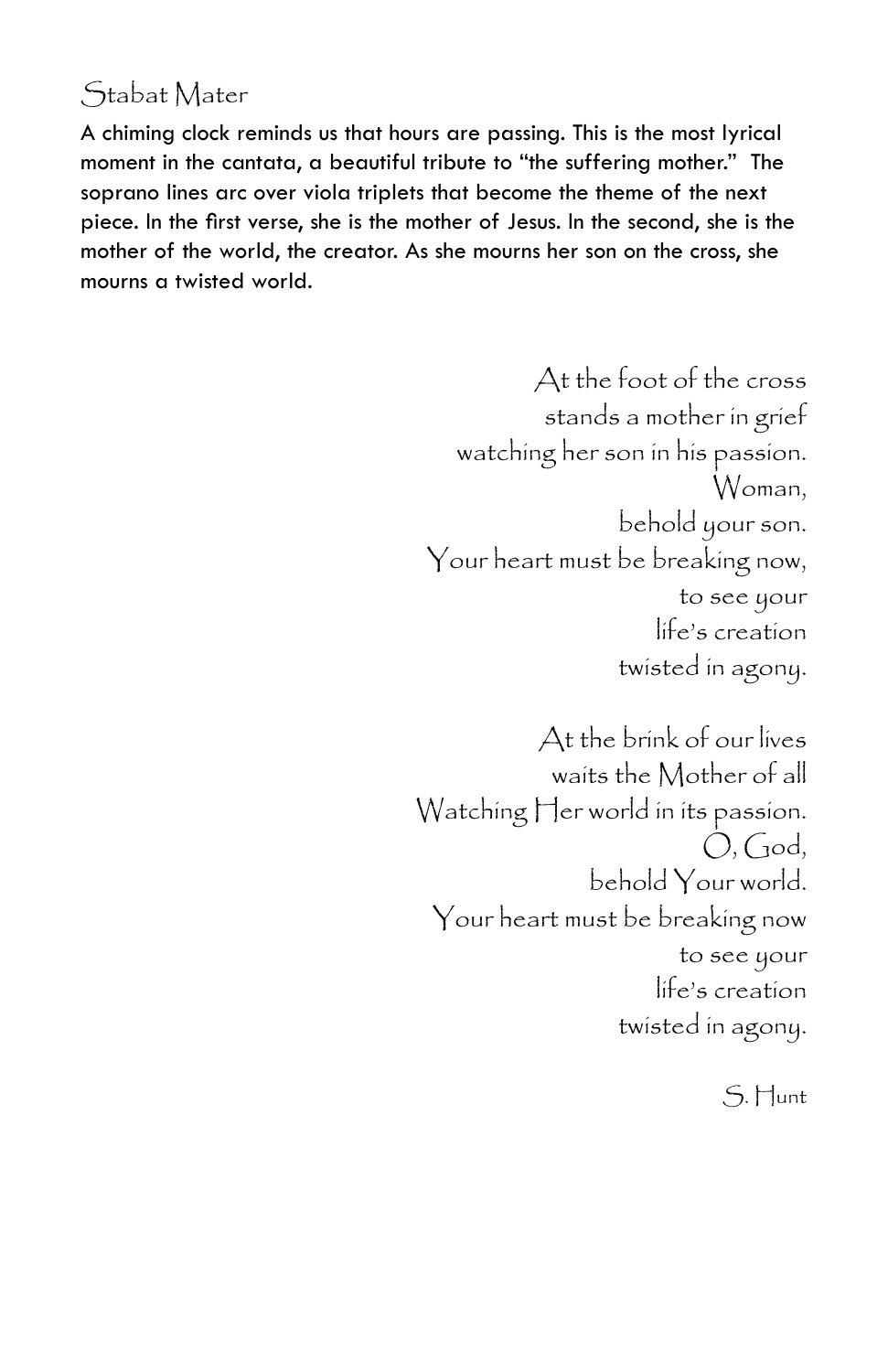## Stabat Mater

**A chiming clock reminds us that hours are passing. This is the most lyrical moment in the cantata, a beautiful tribute to "the suffering mother." The soprano lines arc over viola triplets that become the theme of the next piece. In the first verse, she is the mother of Jesus. In the second, she is the mother of the world, the creator. As she mourns her son on the cross, she mourns a twisted world.**

At the foot of the cross
stands a mother in grief
watching her son in his passion.
Woman,
behold your son.
Your heart must be breaking now,
to see your
life's creation
twisted in agony.

At the brink of our lives
waits the Mother of all
Watching Her world in its passion.
O, God,
behold Your world.
Your heart must be breaking now
to see your
life's creation
twisted in agony.

S. Hunt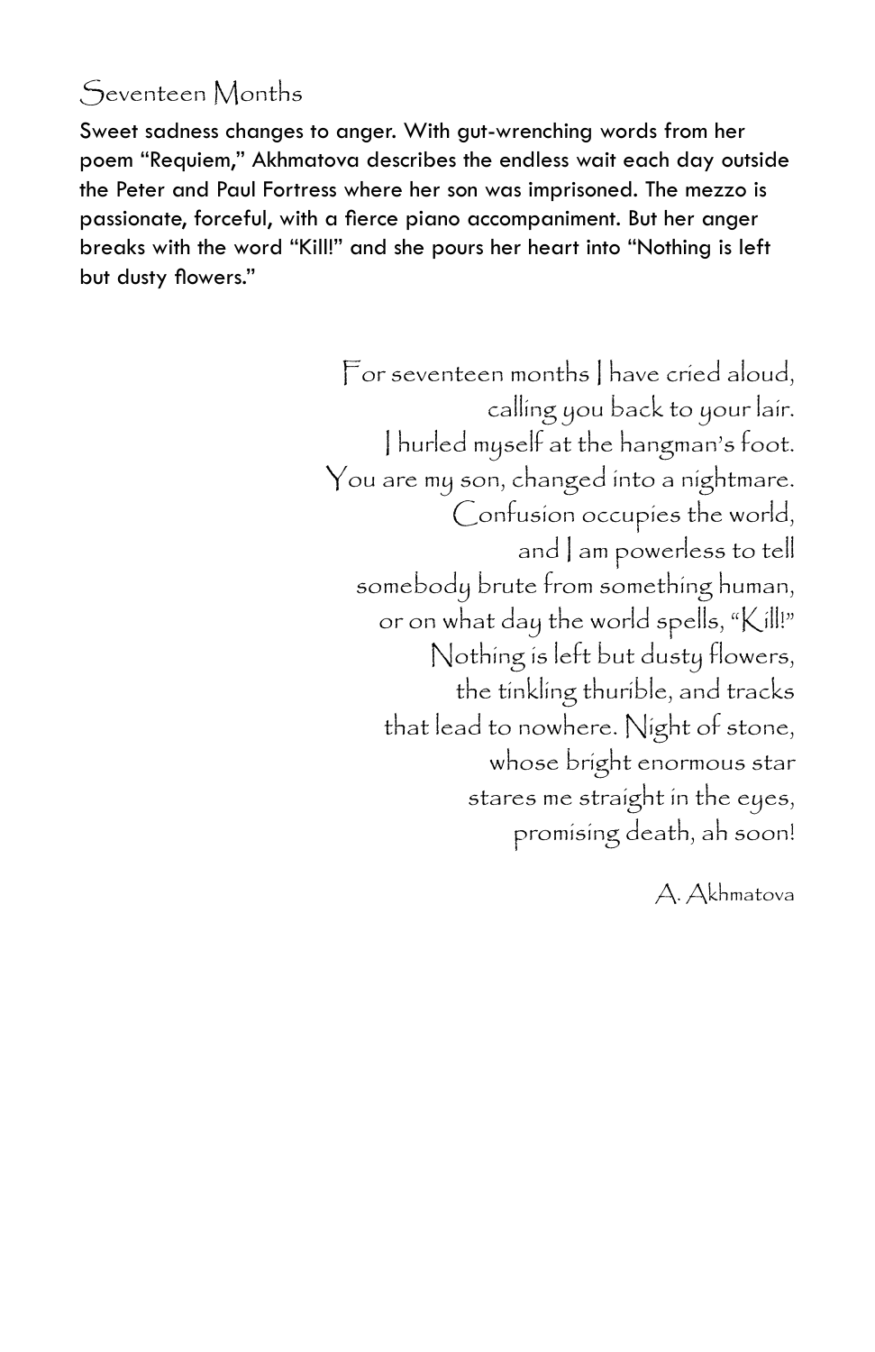## Seventeen Months

**Sweet sadness changes to anger. With gut-wrenching words from her poem "Requiem," Akhmatova describes the endless wait each day outside the Peter and Paul Fortress where her son was imprisoned. The mezzo is passionate, forceful, with a fierce piano accompaniment. But her anger breaks with the word "Kill!" and she pours her heart into "Nothing is left but dusty flowers."**

For seventeen months I have cried aloud,  
calling you back to your lair.  
I hurled myself at the hangman's foot.  
You are my son, changed into a nightmare.  
Confusion occupies the world,  
and I am powerless to tell  
somebody brute from something human,  
or on what day the world spells, "Kill!"  
Nothing is left but dusty flowers,  
the tinkling thurible, and tracks  
that lead to nowhere. Night of stone,  
whose bright enormous star  
stares me straight in the eyes,  
promising death, ah soon!

A. Akhmatova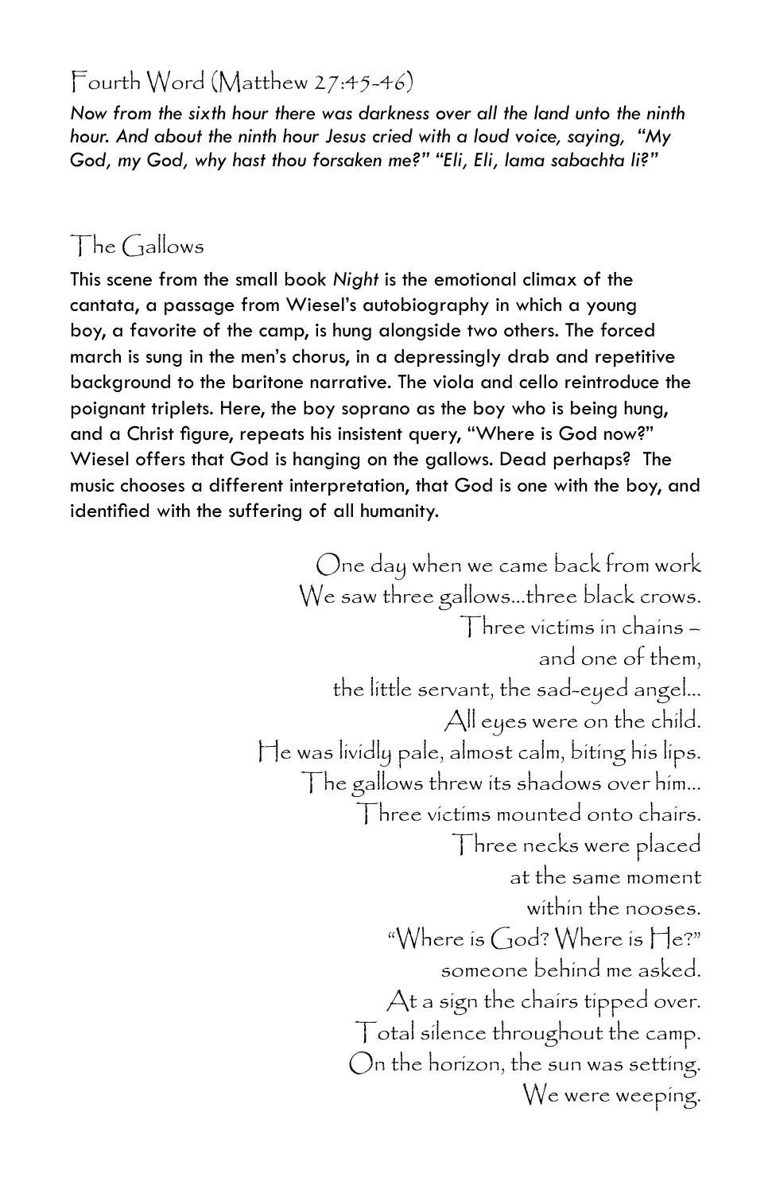## Fourth Word (Matthew 27:45-46)

*Now from the sixth hour there was darkness over all the land unto the ninth hour. And about the ninth hour Jesus cried with a loud voice, saying, "My God, my God, why hast thou forsaken me?" "Eli, Eli, lama sabachta li?"*

## The Gallows

**This scene from the small book *Night* is the emotional climax of the cantata, a passage from Wiesel's autobiography in which a young boy, a favorite of the camp, is hung alongside two others. The forced march is sung in the men's chorus, in a depressingly drab and repetitive background to the baritone narrative. The viola and cello reintroduce the poignant triplets. Here, the boy soprano as the boy who is being hung, and a Christ figure, repeats his insistent query, "Where is God now?" Wiesel offers that God is hanging on the gallows. Dead perhaps? The music chooses a different interpretation, that God is one with the boy, and identified with the suffering of all humanity.**

One day when we came back from work
We saw three gallows...three black crows.
Three victims in chains –
and one of them,
the little servant, the sad-eyed angel...
All eyes were on the child.
He was lividly pale, almost calm, biting his lips.
The gallows threw its shadows over him...
Three victims mounted onto chairs.
Three necks were placed
at the same moment
within the nooses.
"Where is God? Where is He?"
someone behind me asked.
At a sign the chairs tipped over.
Total silence throughout the camp.
On the horizon, the sun was setting.
We were weeping.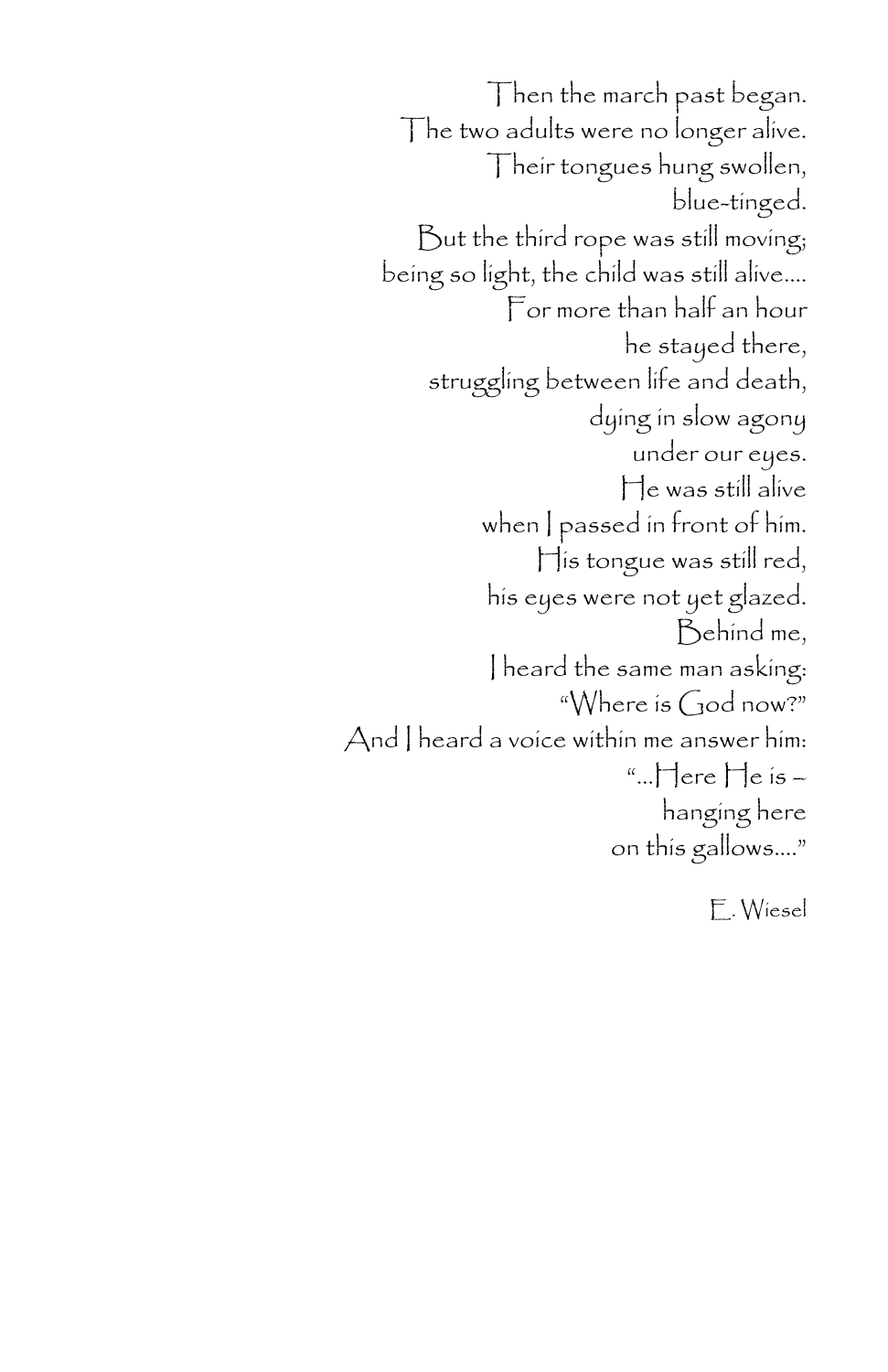Then the march past began.
The two adults were no longer alive.
Their tongues hung swollen,
blue-tinged.
But the third rope was still moving;
being so light, the child was still alive....
For more than half an hour
he stayed there,
struggling between life and death,
dying in slow agony
under our eyes.
He was still alive
when I passed in front of him.
His tongue was still red,
his eyes were not yet glazed.
Behind me,
I heard the same man asking:
"Where is God now?"
And I heard a voice within me answer him:
"...Here He is –
hanging here
on this gallows...."

E. Wiesel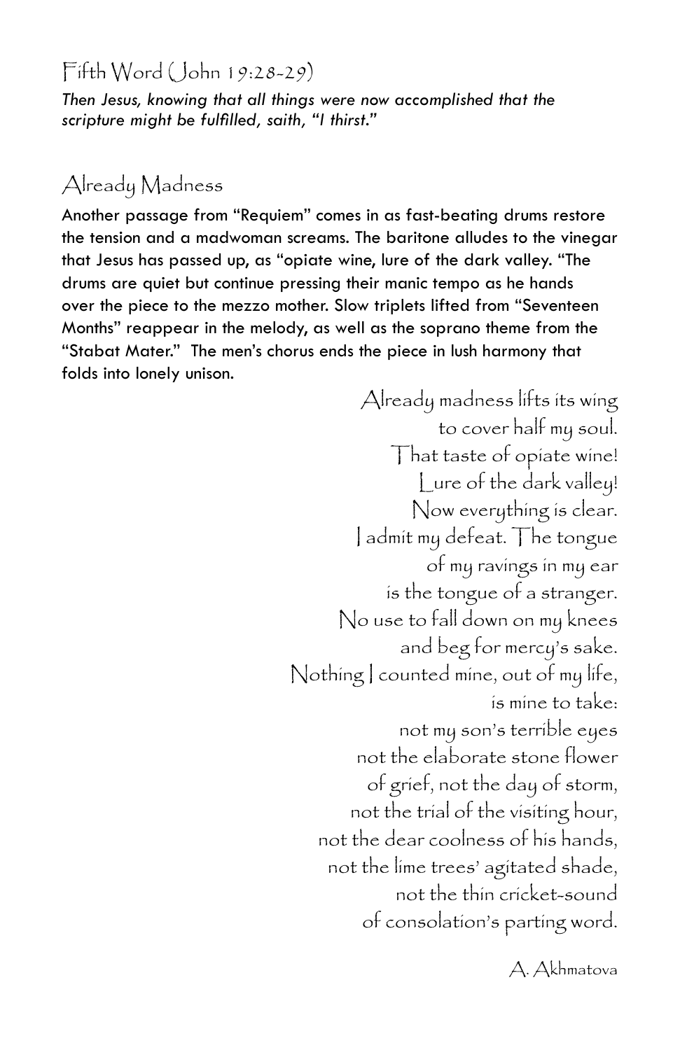## Fifth Word (John 19:28-29)

*Then Jesus, knowing that all things were now accomplished that the scripture might be fulfilled, saith, "I thirst."*

## Already Madness

Another passage from "Requiem" comes in as fast-beating drums restore the tension and a madwoman screams. The baritone alludes to the vinegar that Jesus has passed up, as "opiate wine, lure of the dark valley. "The drums are quiet but continue pressing their manic tempo as he hands over the piece to the mezzo mother. Slow triplets lifted from "Seventeen Months" reappear in the melody, as well as the soprano theme from the "Stabat Mater." The men's chorus ends the piece in lush harmony that folds into lonely unison.

Already madness lifts its wing  
to cover half my soul.  
That taste of opiate wine!  
Lure of the dark valley!  
Now everything is clear.  
I admit my defeat. The tongue  
of my ravings in my ear  
is the tongue of a stranger.  
No use to fall down on my knees  
and beg for mercy's sake.  
Nothing I counted mine, out of my life,  
is mine to take:  
not my son's terrible eyes  
not the elaborate stone flower  
of grief, not the day of storm,  
not the trial of the visiting hour,  
not the dear coolness of his hands,  
not the lime trees' agitated shade,  
not the thin cricket-sound  
of consolation's parting word.

A. Akhmatova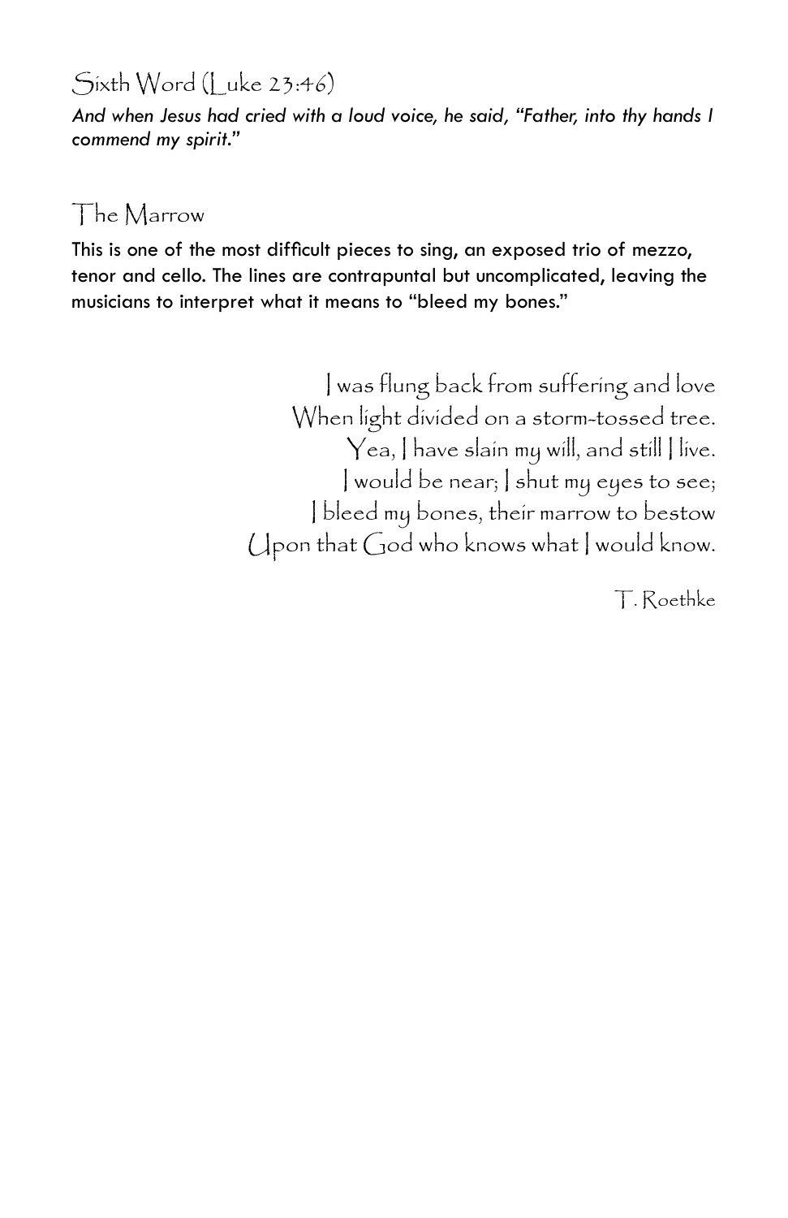## Sixth Word (Luke 23:46)

*And when Jesus had cried with a loud voice, he said, "Father, into thy hands I commend my spirit."*

## The Marrow

This is one of the most difficult pieces to sing, an exposed trio of mezzo, tenor and cello. The lines are contrapuntal but uncomplicated, leaving the musicians to interpret what it means to "bleed my bones."

I was flung back from suffering and love  
When light divided on a storm-tossed tree.  
Yea, I have slain my will, and still I live.  
I would be near; I shut my eyes to see;  
I bleed my bones, their marrow to bestow  
Upon that God who knows what I would know.

T. Roethke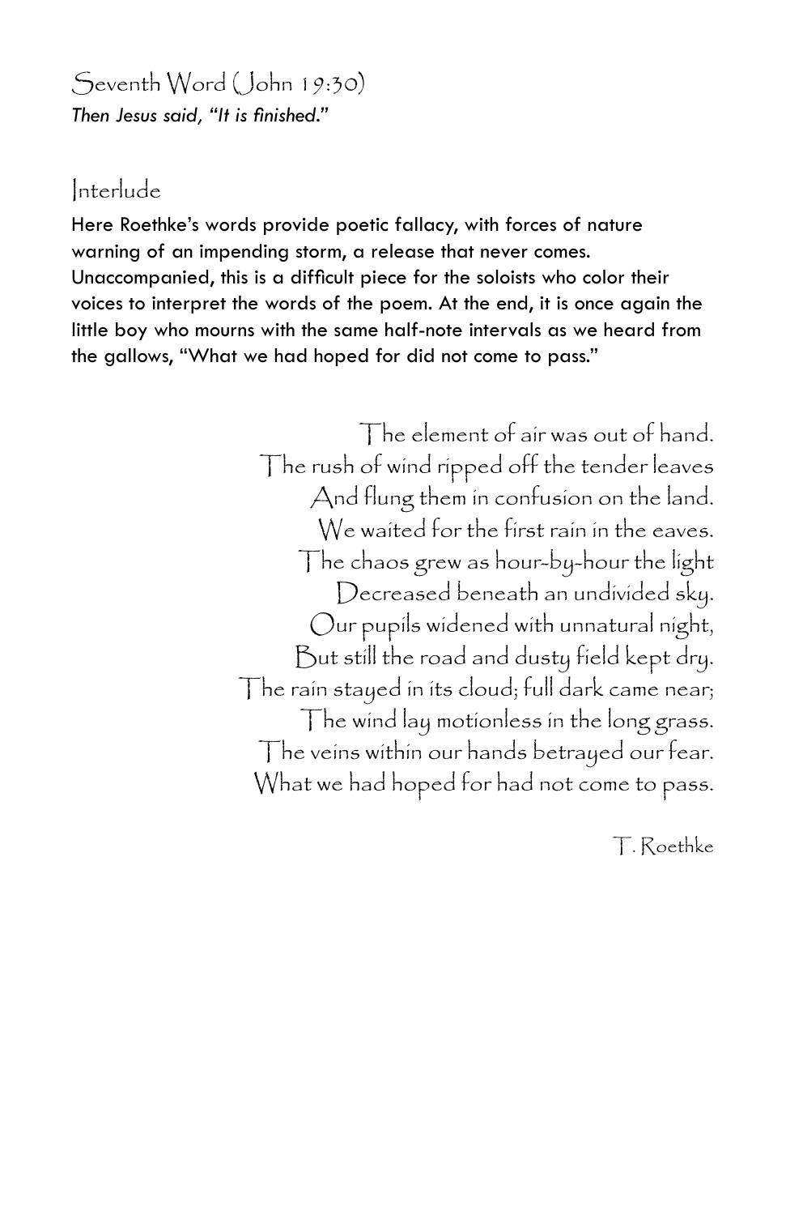## Seventh Word (John 19:30)

*Then Jesus said, "It is finished."*

### Interlude

**Here Roethke's words provide poetic fallacy, with forces of nature warning of an impending storm, a release that never comes. Unaccompanied, this is a difficult piece for the soloists who color their voices to interpret the words of the poem. At the end, it is once again the little boy who mourns with the same half-note intervals as we heard from the gallows, "What we had hoped for did not come to pass."**

The element of air was out of hand.
The rush of wind ripped off the tender leaves
And flung them in confusion on the land.
We waited for the first rain in the eaves.
The chaos grew as hour-by-hour the light
Decreased beneath an undivided sky.
Our pupils widened with unnatural night,
But still the road and dusty field kept dry.
The rain stayed in its cloud; full dark came near;
The wind lay motionless in the long grass.
The veins within our hands betrayed our fear.
What we had hoped for had not come to pass.

T. Roethke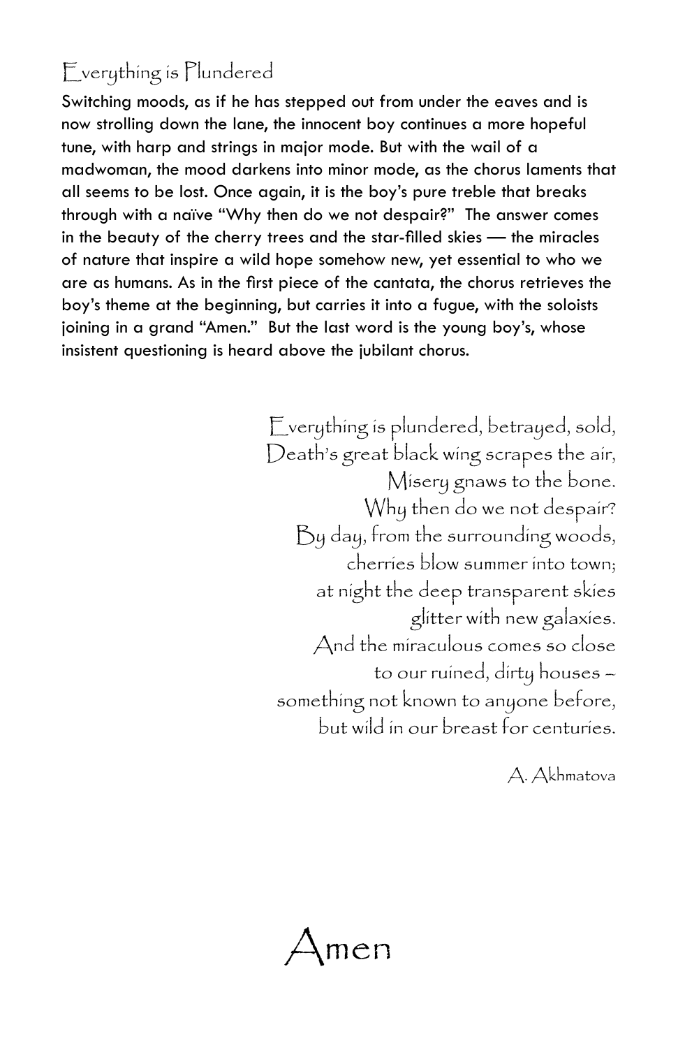## Everything is Plundered

Switching moods, as if he has stepped out from under the eaves and is now strolling down the lane, the innocent boy continues a more hopeful tune, with harp and strings in major mode. But with the wail of a madwoman, the mood darkens into minor mode, as the chorus laments that all seems to be lost. Once again, it is the boy's pure treble that breaks through with a naïve "Why then do we not despair?" The answer comes in the beauty of the cherry trees and the star-filled skies — the miracles of nature that inspire a wild hope somehow new, yet essential to who we are as humans. As in the first piece of the cantata, the chorus retrieves the boy's theme at the beginning, but carries it into a fugue, with the soloists joining in a grand "Amen." But the last word is the young boy's, whose insistent questioning is heard above the jubilant chorus.

Everything is plundered, betrayed, sold,
Death's great black wing scrapes the air,
Misery gnaws to the bone.
Why then do we not despair?
By day, from the surrounding woods,
cherries blow summer into town;
at night the deep transparent skies
glitter with new galaxies.
And the miraculous comes so close
to our ruined, dirty houses –
something not known to anyone before,
but wild in our breast for centuries.

A. Akhmatova

# Amen